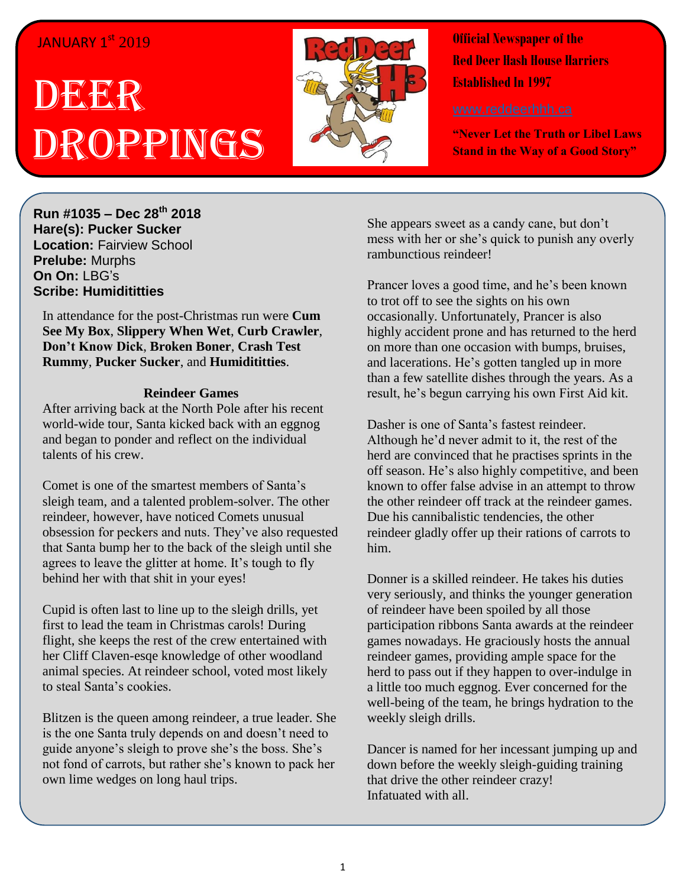JANUARY 1st 2019

# DEER DROPPINGS

**Official Newspaper of the Red Deer Hash House Harriers Established In 1997**

www.reddeerhhh.ca

**"Never Let the Truth or Libel Laws Stand in the Way of a Good Story"**

**Run #1035 – Dec 28th 2018**
**Hare(s): Pucker Sucker**
**Location:** Fairview School
**Prelube:** Murphs
**On On:** LBG's
**Scribe: Humidititties**

In attendance for the post-Christmas run were **Cum See My Box**, **Slippery When Wet**, **Curb Crawler**, **Don't Know Dick**, **Broken Boner**, **Crash Test Rummy**, **Pucker Sucker**, and **Humidititties**.

### Reindeer Games

After arriving back at the North Pole after his recent world-wide tour, Santa kicked back with an eggnog and began to ponder and reflect on the individual talents of his crew.

Comet is one of the smartest members of Santa's sleigh team, and a talented problem-solver. The other reindeer, however, have noticed Comets unusual obsession for peckers and nuts. They've also requested that Santa bump her to the back of the sleigh until she agrees to leave the glitter at home. It's tough to fly behind her with that shit in your eyes!

Cupid is often last to line up to the sleigh drills, yet first to lead the team in Christmas carols! During flight, she keeps the rest of the crew entertained with her Cliff Claven-esqe knowledge of other woodland animal species. At reindeer school, voted most likely to steal Santa's cookies.

Blitzen is the queen among reindeer, a true leader. She is the one Santa truly depends on and doesn't need to guide anyone's sleigh to prove she's the boss. She's not fond of carrots, but rather she's known to pack her own lime wedges on long haul trips.

She appears sweet as a candy cane, but don't mess with her or she's quick to punish any overly rambunctious reindeer!

Prancer loves a good time, and he's been known to trot off to see the sights on his own occasionally. Unfortunately, Prancer is also highly accident prone and has returned to the herd on more than one occasion with bumps, bruises, and lacerations. He's gotten tangled up in more than a few satellite dishes through the years. As a result, he's begun carrying his own First Aid kit.

Dasher is one of Santa's fastest reindeer. Although he'd never admit to it, the rest of the herd are convinced that he practises sprints in the off season. He's also highly competitive, and been known to offer false advise in an attempt to throw the other reindeer off track at the reindeer games. Due his cannibalistic tendencies, the other reindeer gladly offer up their rations of carrots to him.

Donner is a skilled reindeer. He takes his duties very seriously, and thinks the younger generation of reindeer have been spoiled by all those participation ribbons Santa awards at the reindeer games nowadays. He graciously hosts the annual reindeer games, providing ample space for the herd to pass out if they happen to over-indulge in a little too much eggnog. Ever concerned for the well-being of the team, he brings hydration to the weekly sleigh drills.

Dancer is named for her incessant jumping up and down before the weekly sleigh-guiding training that drive the other reindeer crazy!
Infatuated with all.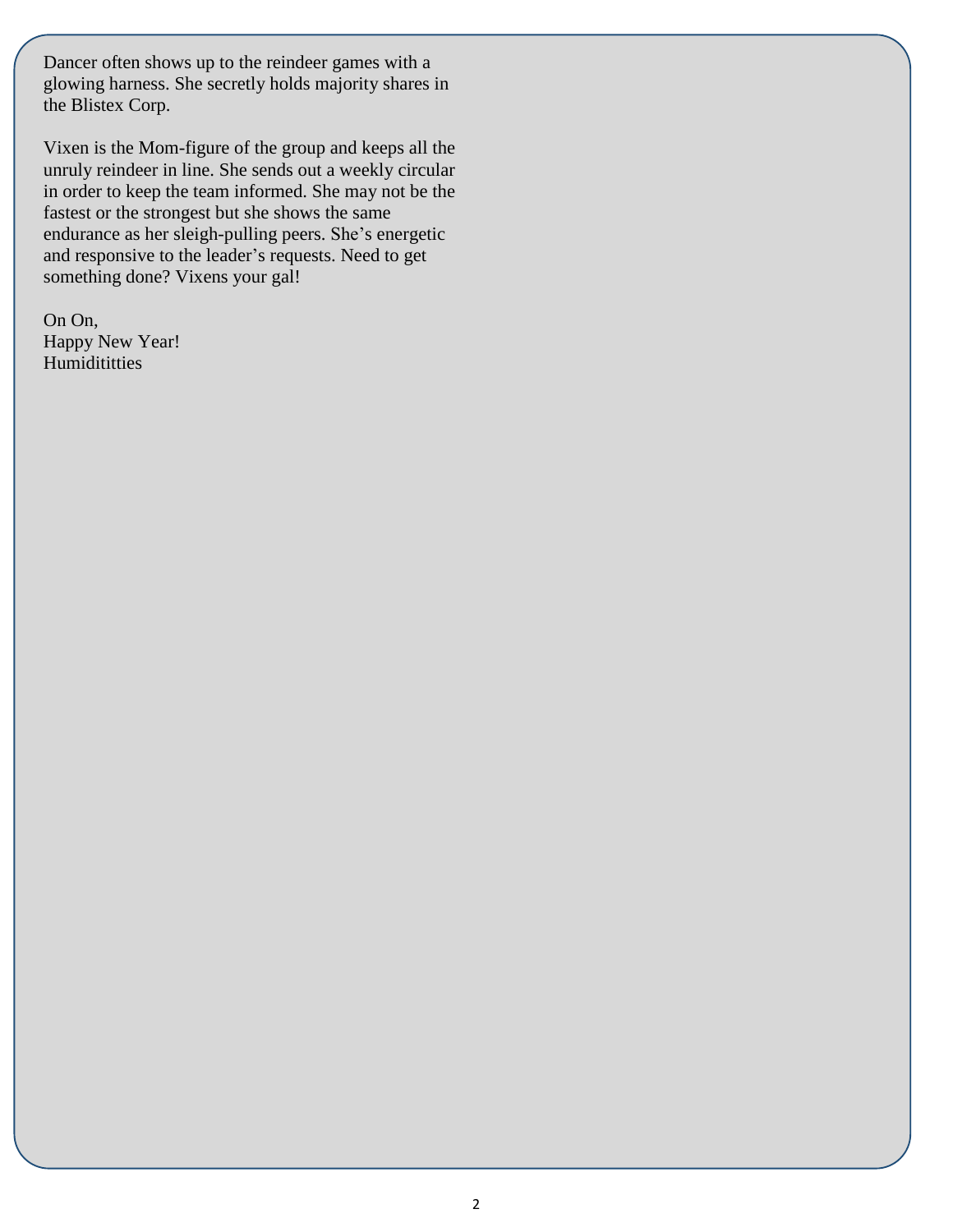Dancer often shows up to the reindeer games with a glowing harness. She secretly holds majority shares in the Blistex Corp.

Vixen is the Mom-figure of the group and keeps all the unruly reindeer in line. She sends out a weekly circular in order to keep the team informed. She may not be the fastest or the strongest but she shows the same endurance as her sleigh-pulling peers. She's energetic and responsive to the leader's requests. Need to get something done? Vixens your gal!

On On,  
Happy New Year!  
Humidititties